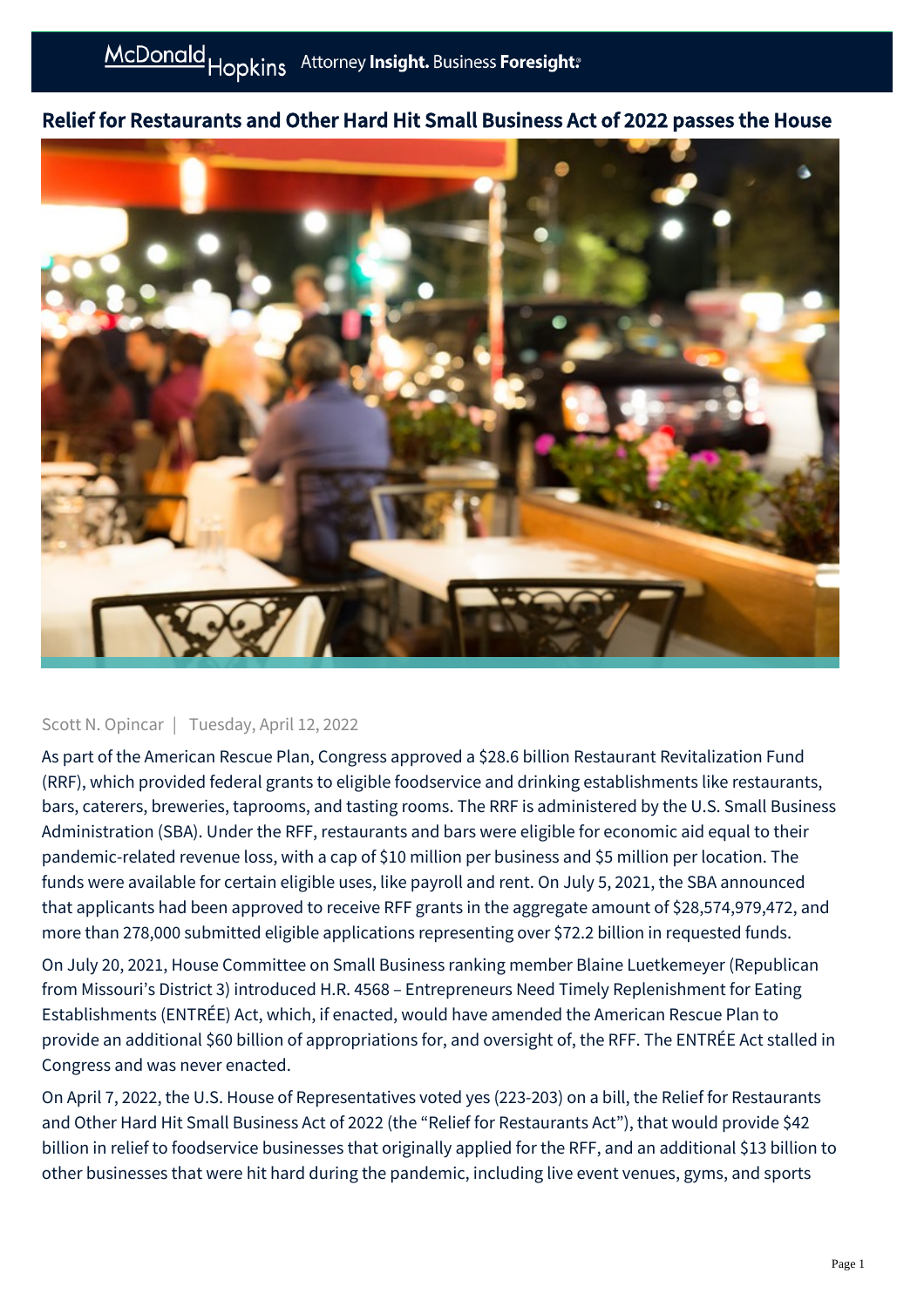# Relief for Restaurants and Other Hard Hit Small Business Act of 2022 passes the House

Scott N. Opincar | Tuesday, April 12, 2022

As part of the American Rescue Plan, Congress approved a $28.6 billion Restaurant Revitalization Fund (RRF), which provided federal grants to eligible foodservice and drinking establishments like restaurants, bars, caterers, breweries, taprooms, and tasting rooms. The RRF is administered by the U.S. Small Business Administration (SBA). Under the RFF, restaurants and bars were eligible for economic aid equal to their pandemic-related revenue loss, with a cap of $10 million per business and $5 million per location. The funds were available for certain eligible uses, like payroll and rent. On July 5, 2021, the SBA announced that applicants had been approved to receive RFF grants in the aggregate amount of $28,574,979,472, and more than 278,000 submitted eligible applications representing over $72.2 billion in requested funds.

On July 20, 2021, House Committee on Small Business ranking member Blaine Luetkemeyer (Republican from Missouri's District 3) introduced H.R. 4568 – Entrepreneurs Need Timely Replenishment for Eating Establishments (ENTRÉE) Act, which, if enacted, would have amended the American Rescue Plan to provide an additional $60 billion of appropriations for, and oversight of, the RFF. The ENTRÉE Act stalled in Congress and was never enacted.

On April 7, 2022, the U.S. House of Representatives voted yes (223-203) on a bill, the Relief for Restaurants and Other Hard Hit Small Business Act of 2022 (the "Relief for Restaurants Act"), that would provide $42 billion in relief to foodservice businesses that originally applied for the RFF, and an additional $13 billion to other businesses that were hit hard during the pandemic, including live event venues, gyms, and sports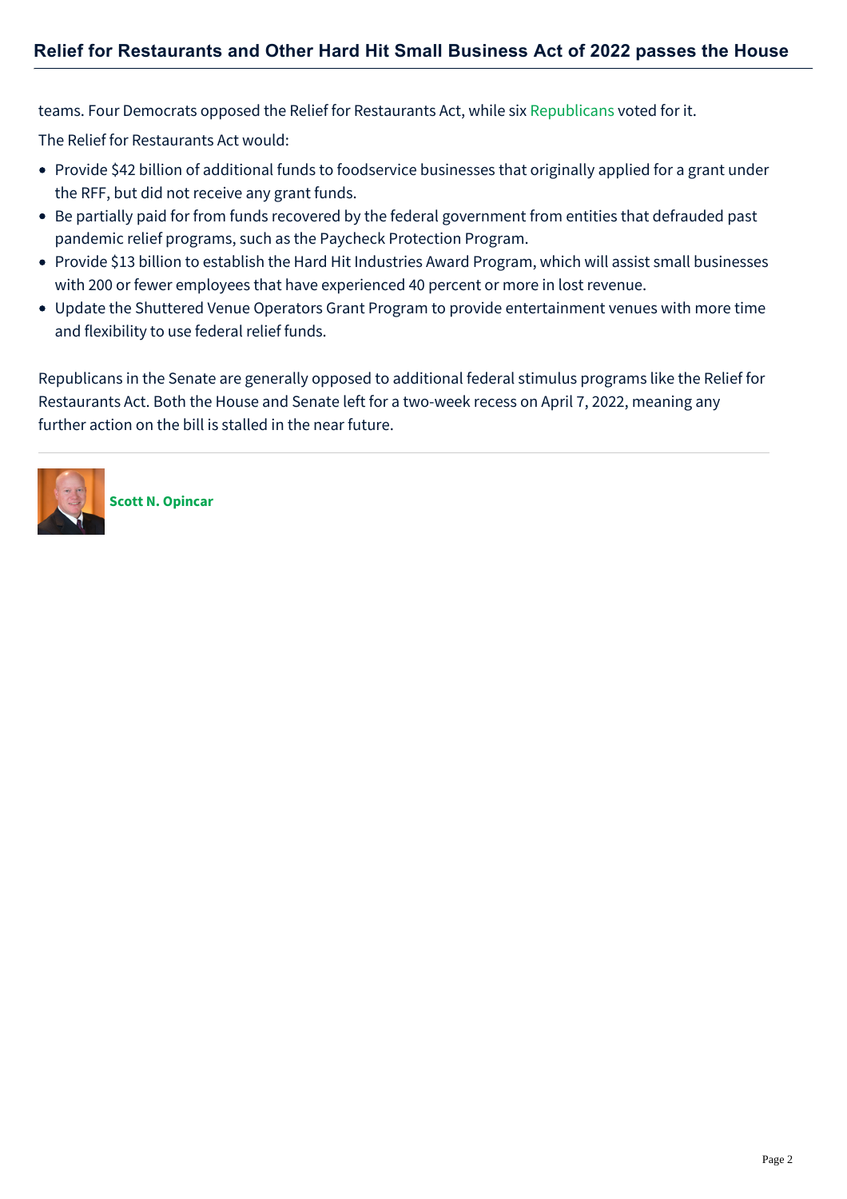teams. Four Democrats opposed the Relief for Restaurants Act, while six Republicans voted for it.

The Relief for Restaurants Act would:

- Provide $42 billion of additional funds to foodservice businesses that originally applied for a grant under the RFF, but did not receive any grant funds.
- Be partially paid for from funds recovered by the federal government from entities that defrauded past pandemic relief programs, such as the Paycheck Protection Program.
- Provide $13 billion to establish the Hard Hit Industries Award Program, which will assist small businesses with 200 or fewer employees that have experienced 40 percent or more in lost revenue.
- Update the Shuttered Venue Operators Grant Program to provide entertainment venues with more time and flexibility to use federal relief funds.

Republicans in the Senate are generally opposed to additional federal stimulus programs like the Relief for Restaurants Act. Both the House and Senate left for a two-week recess on April 7, 2022, meaning any further action on the bill is stalled in the near future.

---

**Scott N. Opincar**